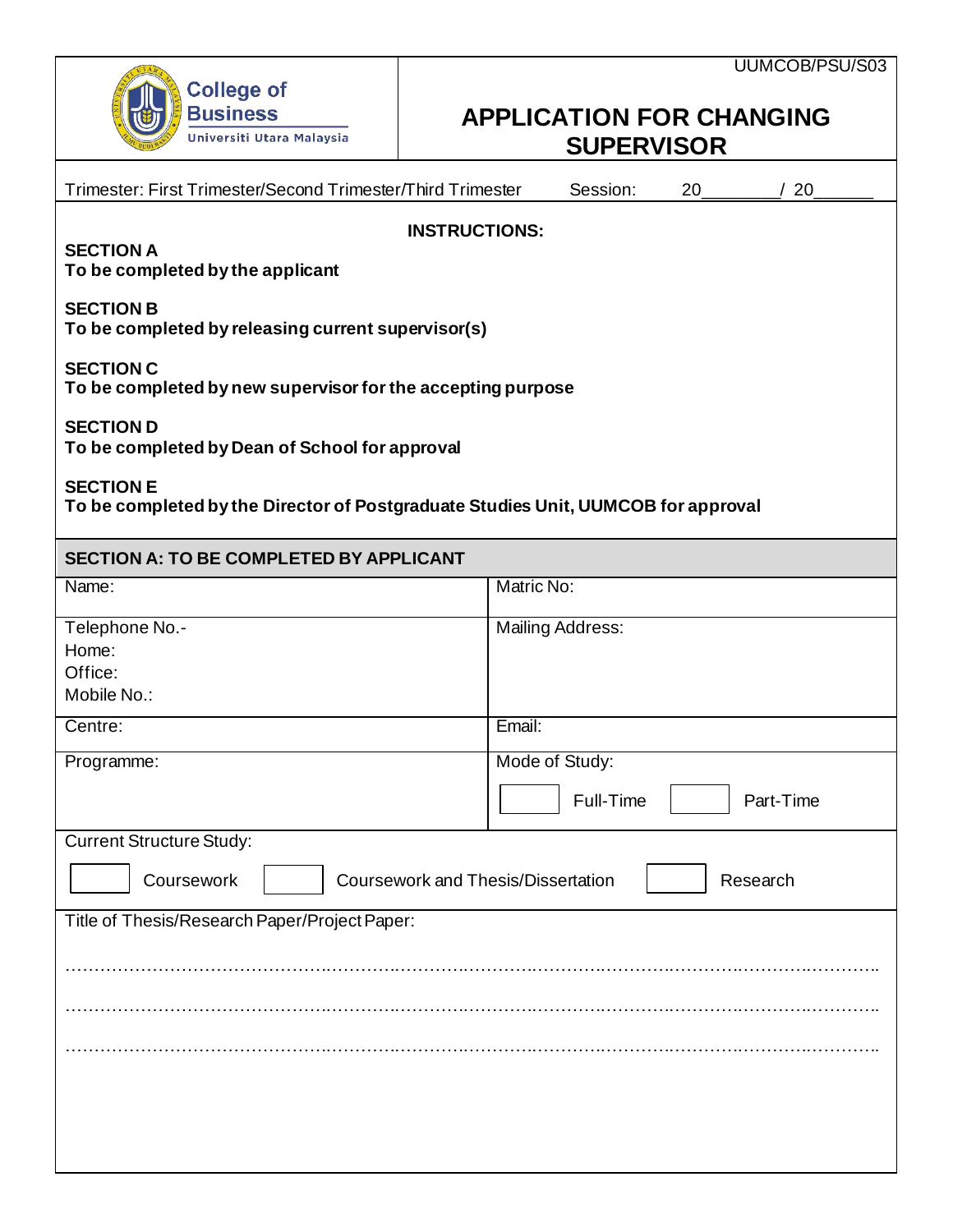UUMCOB/PSU/S03

College of Business
Universiti Utara Malaysia

# APPLICATION FOR CHANGING SUPERVISOR

Trimester: First Trimester/Second Trimester/Third Trimester    Session: 20________/ 20______

**INSTRUCTIONS:**

**SECTION A**
**To be completed by the applicant**

**SECTION B**
**To be completed by releasing current supervisor(s)**

**SECTION C**
**To be completed by new supervisor for the accepting purpose**

**SECTION D**
**To be completed by Dean of School for approval**

**SECTION E**
**To be completed by the Director of Postgraduate Studies Unit, UUMCOB for approval**

## SECTION A: TO BE COMPLETED BY APPLICANT

| | |
|---|---|
| Name: | Matric No: |
| Telephone No.-<br>Home:<br>Office:<br>Mobile No.: | Mailing Address: |
| Centre: | Email: |
| Programme: | Mode of Study:<br>☐ Full-Time ☐ Part-Time |

Current Structure Study:

☐ Coursework ☐ Coursework and Thesis/Dissertation ☐ Research

Title of Thesis/Research Paper/Project Paper:

……………………………………………………………………………………………………………………

……………………………………………………………………………………………………………………

……………………………………………………………………………………………………………………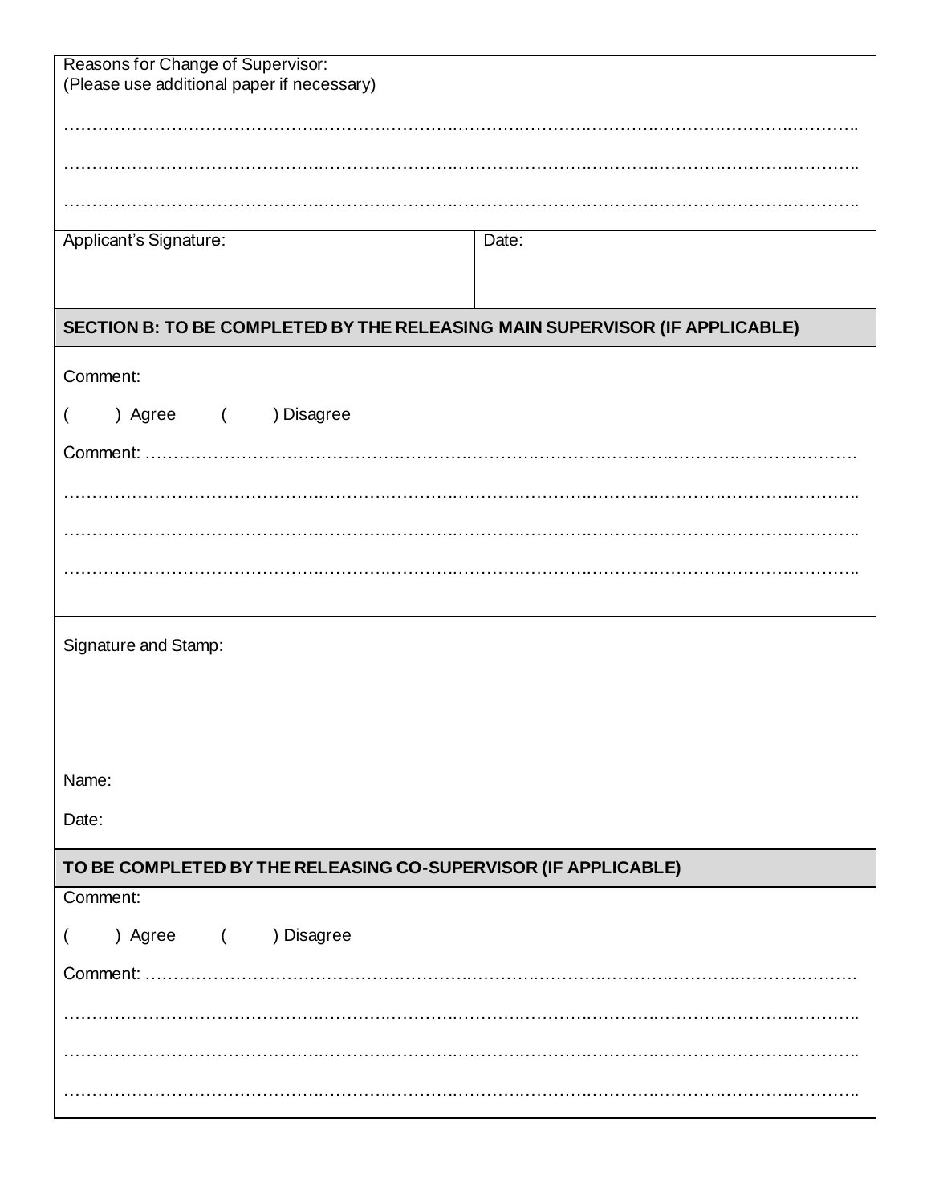Reasons for Change of Supervisor:
(Please use additional paper if necessary)

………………………………………………………………………………………………………………………………

………………………………………………………………………………………………………………………………

………………………………………………………………………………………………………………………………

| Applicant's Signature: | Date: |
|---|---|

**SECTION B: TO BE COMPLETED BY THE RELEASING MAIN SUPERVISOR (IF APPLICABLE)**

Comment:

( ) Agree ( ) Disagree

Comment: ……………………………………………………………………………………………………………………

………………………………………………………………………………………………………………………………

………………………………………………………………………………………………………………………………

………………………………………………………………………………………………………………………………

Signature and Stamp:

Name:

Date:

**TO BE COMPLETED BY THE RELEASING CO-SUPERVISOR (IF APPLICABLE)**

Comment:

( ) Agree ( ) Disagree

Comment: ……………………………………………………………………………………………………………………

………………………………………………………………………………………………………………………………

………………………………………………………………………………………………………………………………

………………………………………………………………………………………………………………………………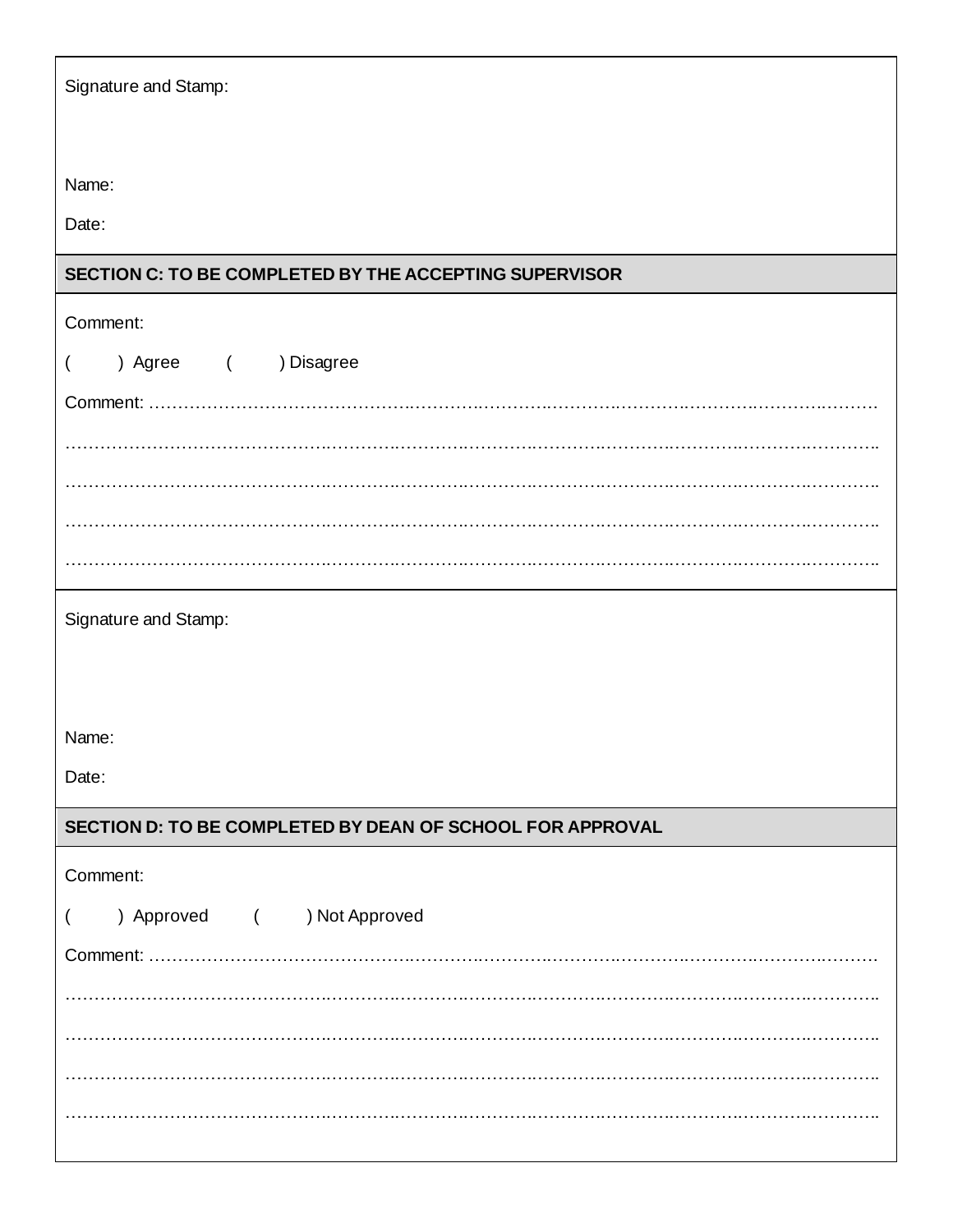Signature and Stamp:

Name:

Date:

## SECTION C: TO BE COMPLETED BY THE ACCEPTING SUPERVISOR

Comment:

(     ) Agree     (     ) Disagree

Comment: ………………………………………………………………………………………………………………

…………………………………………………………………………………………………………………………

…………………………………………………………………………………………………………………………

…………………………………………………………………………………………………………………………

…………………………………………………………………………………………………………………………

Signature and Stamp:

Name:

Date:

## SECTION D: TO BE COMPLETED BY DEAN OF SCHOOL FOR APPROVAL

Comment:

(     ) Approved     (     ) Not Approved

Comment: ………………………………………………………………………………………………………………

…………………………………………………………………………………………………………………………

…………………………………………………………………………………………………………………………

…………………………………………………………………………………………………………………………

…………………………………………………………………………………………………………………………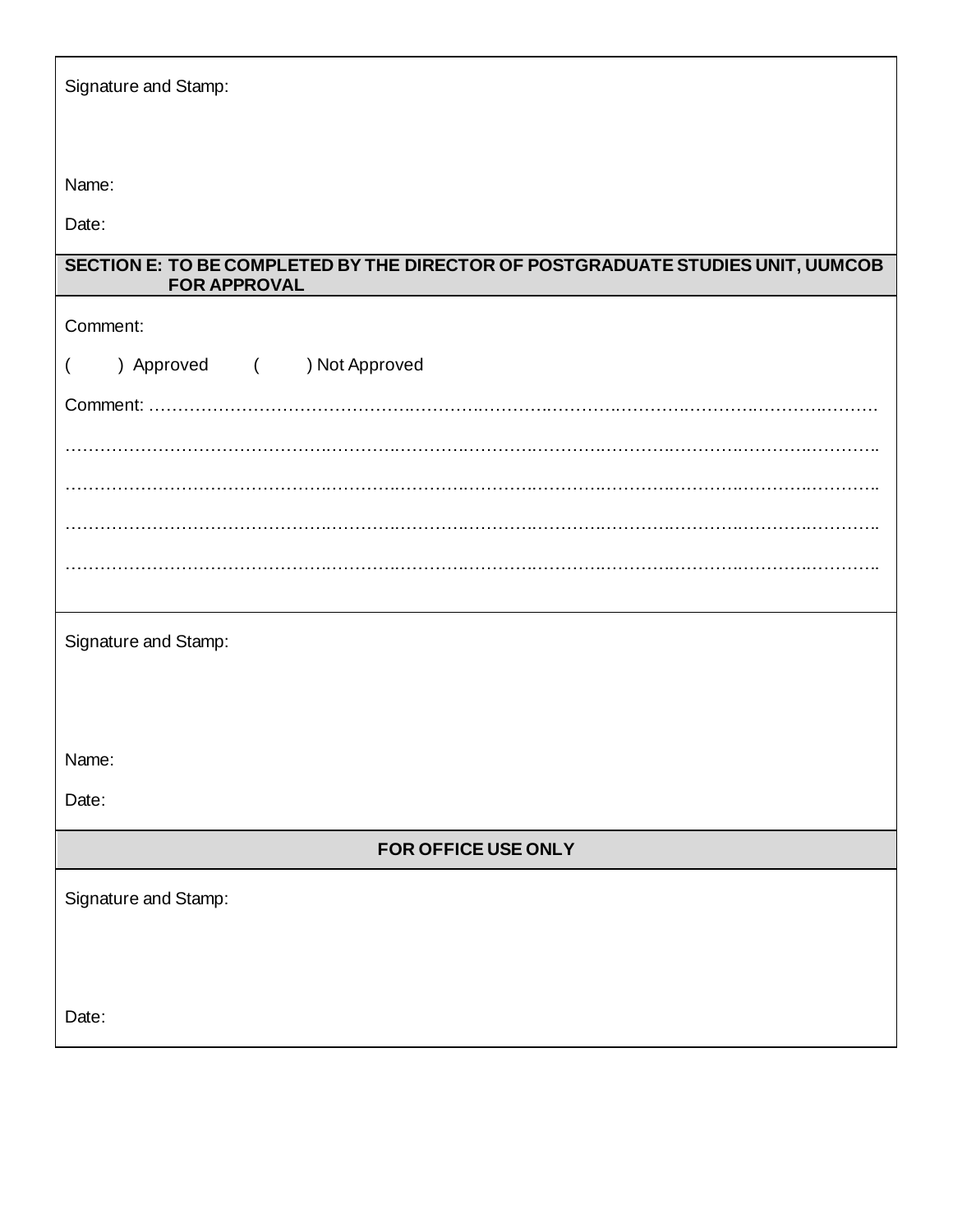Signature and Stamp:

Name:

Date:

**SECTION E: TO BE COMPLETED BY THE DIRECTOR OF POSTGRADUATE STUDIES UNIT, UUMCOB FOR APPROVAL**

Comment:

(   ) Approved   (   ) Not Approved

Comment: ……………………………………………………………………………………………………………………

………………………………………………………………………………………………………………………………

………………………………………………………………………………………………………………………………

………………………………………………………………………………………………………………………………

………………………………………………………………………………………………………………………………

Signature and Stamp:

Name:

Date:

**FOR OFFICE USE ONLY**

Signature and Stamp:

Date: